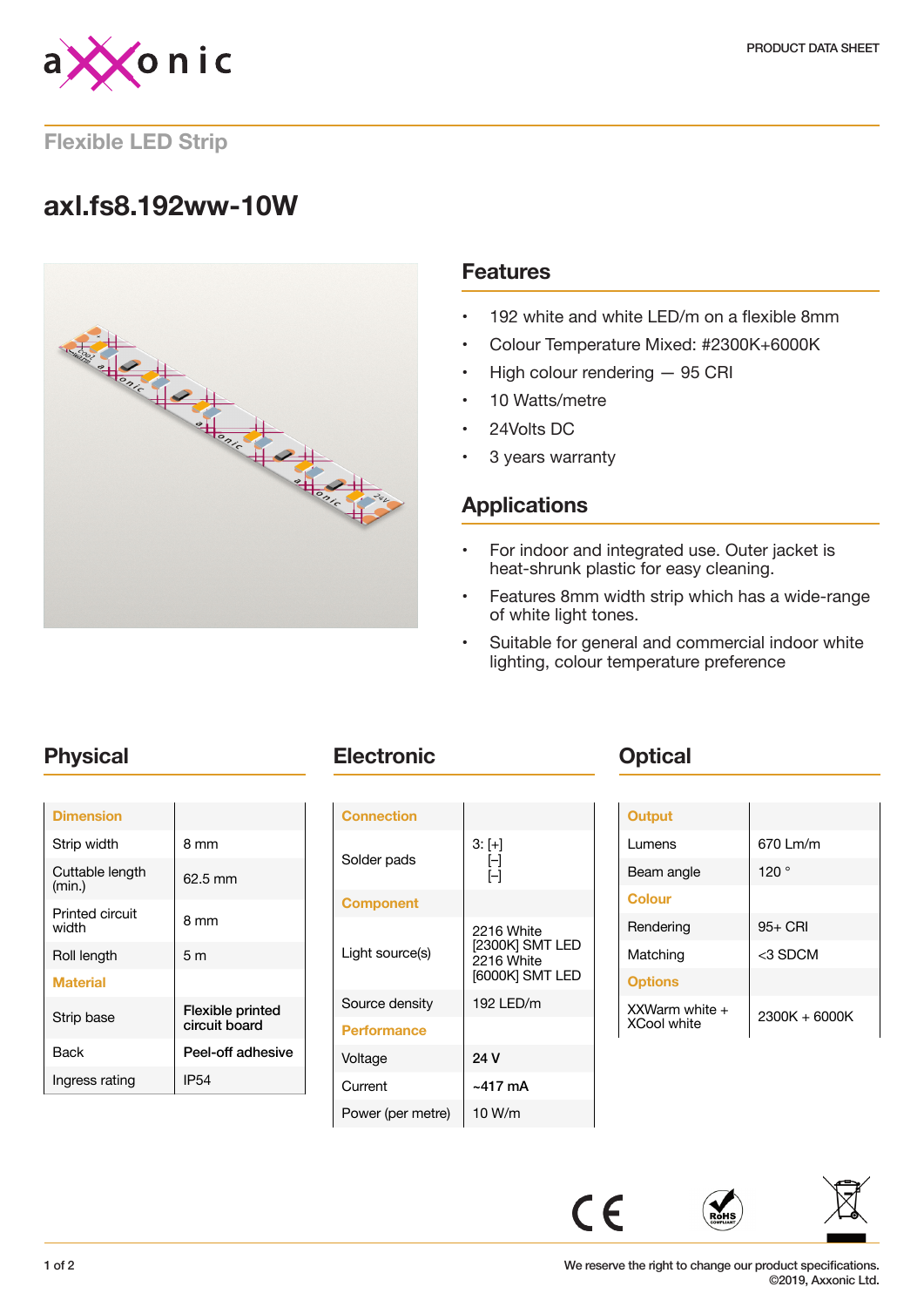PRODUCT DATA SHEET

## Flexible LED Strip

# axl.fs8.192ww-10W

## Features

- 192 white and white LED/m on a flexible 8mm
- Colour Temperature Mixed: #2300K+6000K
- High colour rendering — 95 CRI
- 10 Watts/metre
- 24Volts DC
- 3 years warranty

## Applications

- For indoor and integrated use. Outer jacket is heat-shrunk plastic for easy cleaning.
- Features 8mm width strip which has a wide-range of white light tones.
- Suitable for general and commercial indoor white lighting, colour temperature preference

## Physical

| Dimension | |
|---|---|
| Strip width | 8 mm |
| Cuttable length (min.) | 62.5 mm |
| Printed circuit width | 8 mm |
| Roll length | 5 m |
| **Material** | |
| Strip base | Flexible printed circuit board |
| Back | Peel-off adhesive |
| Ingress rating | IP54 |

## Electronic

| Connection | |
|---|---|
| Solder pads | 3: [+] [–] [–] |
| **Component** | |
| Light source(s) | 2216 White [2300K] SMT LED 2216 White [6000K] SMT LED |
| Source density | 192 LED/m |
| **Performance** | |
| Voltage | 24 V |
| Current | ~417 mA |
| Power (per metre) | 10 W/m |

## Optical

| Output | |
|---|---|
| Lumens | 670 Lm/m |
| Beam angle | 120 ° |
| **Colour** | |
| Rendering | 95+ CRI |
| Matching | <3 SDCM |
| **Options** | |
| XXWarm white + XCool white | 2300K + 6000K |

We reserve the right to change our product specifications.
©2019, Axxonic Ltd.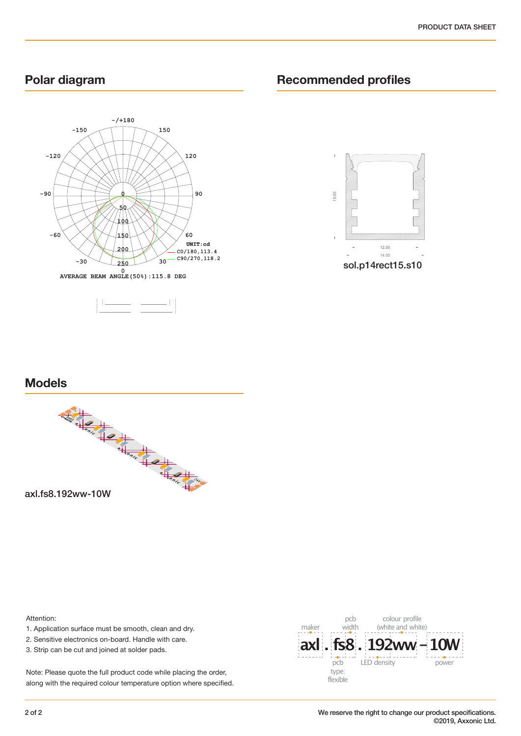## Polar diagram

-/+180
-150
150
-120
120
-90
90
-60
60
-30
30
0
0
50
100
150
200
250
UNIT:cd
C0/180,113.4
C90/270,118.2
AVERAGE BEAM ANGLE(50%):115.8 DEG

## Recommended profiles

15.00
12.00
14.00

sol.p14rect15.s10

## Models

axl.fs8.192ww-10W

Attention:

1. Application surface must be smooth, clean and dry.
2. Sensitive electronics on-board. Handle with care.
3. Strip can be cut and joined at solder pads.

Note: Please quote the full product code while placing the order, along with the required colour temperature option where specified.

maker | pcb width | colour profile (white and white)

axl . fs8 . 192ww – 10W

pcb type: flexible | LED density | power

We reserve the right to change our product specifications.
©2019, Axxonic Ltd.